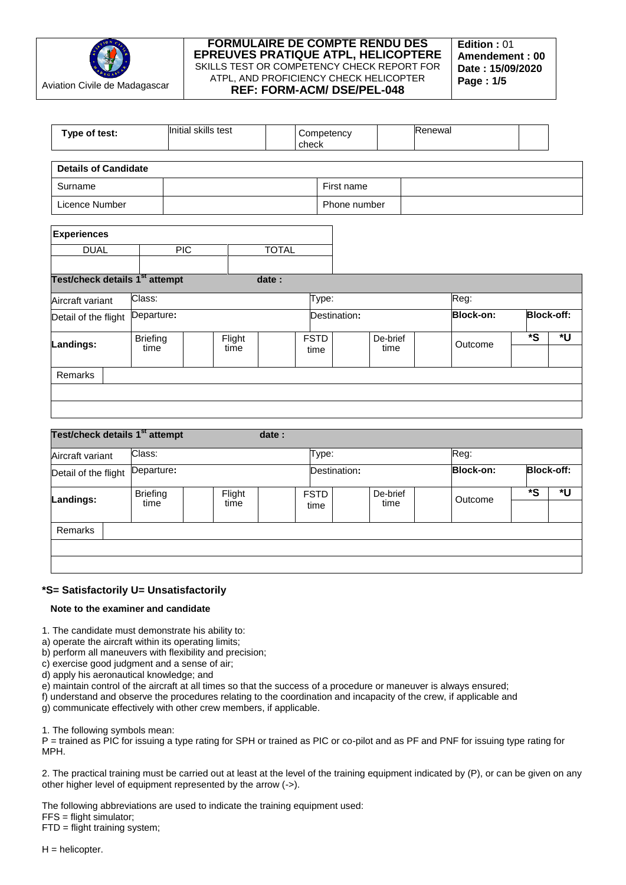| Aviation Civile de Madagascar | **FORMULAIRE DE COMPTE RENDU DES EPREUVES PRATIQUE ATPL, HELICOPTERE** SKILLS TEST OR COMPETENCY CHECK REPORT FOR ATPL, AND PROFICIENCY CHECK HELICOPTER **REF: FORM-ACM/ DSE/PEL-048** | **Edition :** 01 **Amendement : 00** **Date : 15/09/2020** **Page : 1/5** |
|---|---|---|

| **Type of test:** | Initial skills test | | Competency check | | Renewal | |
|---|---|---|---|---|---|---|

| **Details of Candidate** | | | |
|---|---|---|---|
| Surname | | First name | |
| Licence Number | | Phone number | |

| **Experiences** | | |
|---|---|---|
| DUAL | PIC | TOTAL |
| | | |

| **Test/check details 1st attempt** | | | | **date :** | | | | | | | |
|---|---|---|---|---|---|---|---|---|---|---|---|
| Aircraft variant | Class: | | | | Type: | | | | Reg: | | |
| Detail of the flight | **Departure:** | | | | **Destination:** | | | | **Block-on:** | **Block-off:** | |
| **Landings:** | Briefing time | | Flight time | | FSTD time | | De-brief time | | Outcome | ***S** | ***U** |
| | | | | | | | | | | | |
| Remarks | | | | | | | | | | | |
| | | | | | | | | | | | |
| | | | | | | | | | | | |

| **Test/check details 1st attempt** | | | | **date :** | | | | | | | |
|---|---|---|---|---|---|---|---|---|---|---|---|
| Aircraft variant | Class: | | | | Type: | | | | Reg: | | |
| Detail of the flight | **Departure:** | | | | **Destination:** | | | | **Block-on:** | **Block-off:** | |
| **Landings:** | Briefing time | | Flight time | | FSTD time | | De-brief time | | Outcome | ***S** | ***U** |
| | | | | | | | | | | | |
| Remarks | | | | | | | | | | | |
| | | | | | | | | | | | |
| | | | | | | | | | | | |

**\*S= Satisfactorily U= Unsatisfactorily**

**Note to the examiner and candidate**

1. The candidate must demonstrate his ability to:
a) operate the aircraft within its operating limits;
b) perform all maneuvers with flexibility and precision;
c) exercise good judgment and a sense of air;
d) apply his aeronautical knowledge; and
e) maintain control of the aircraft at all times so that the success of a procedure or maneuver is always ensured;
f) understand and observe the procedures relating to the coordination and incapacity of the crew, if applicable and
g) communicate effectively with other crew members, if applicable.

1. The following symbols mean:
P = trained as PIC for issuing a type rating for SPH or trained as PIC or co-pilot and as PF and PNF for issuing type rating for MPH.

2. The practical training must be carried out at least at the level of the training equipment indicated by (P), or can be given on any other higher level of equipment represented by the arrow (->).

The following abbreviations are used to indicate the training equipment used:
FFS = flight simulator;
FTD = flight training system;

H = helicopter.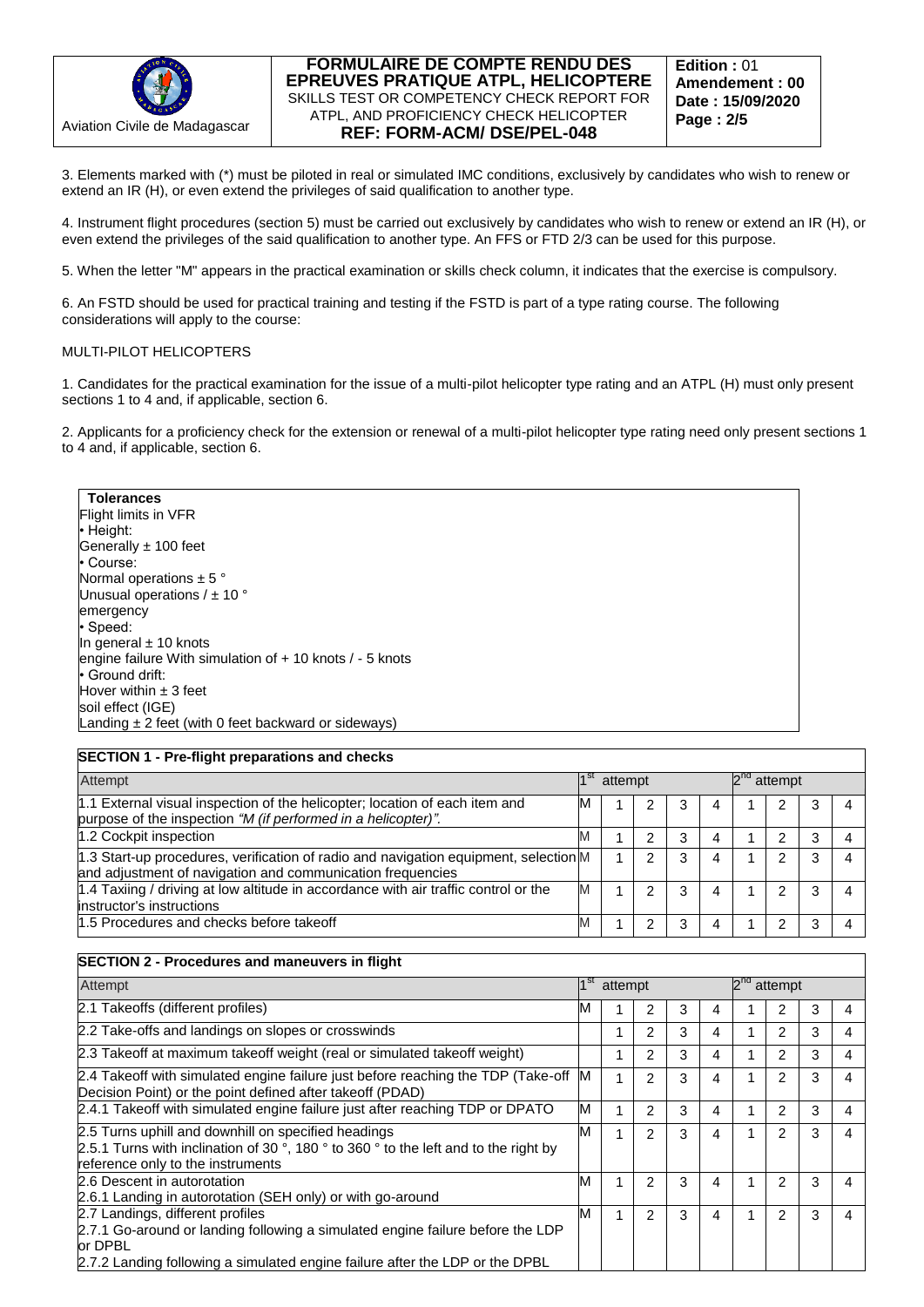3. Elements marked with (*) must be piloted in real or simulated IMC conditions, exclusively by candidates who wish to renew or extend an IR (H), or even extend the privileges of said qualification to another type.

4. Instrument flight procedures (section 5) must be carried out exclusively by candidates who wish to renew or extend an IR (H), or even extend the privileges of the said qualification to another type. An FFS or FTD 2/3 can be used for this purpose.

5. When the letter "M" appears in the practical examination or skills check column, it indicates that the exercise is compulsory.

6. An FSTD should be used for practical training and testing if the FSTD is part of a type rating course. The following considerations will apply to the course:

MULTI-PILOT HELICOPTERS

1. Candidates for the practical examination for the issue of a multi-pilot helicopter type rating and an ATPL (H) must only present sections 1 to 4 and, if applicable, section 6.

2. Applicants for a proficiency check for the extension or renewal of a multi-pilot helicopter type rating need only present sections 1 to 4 and, if applicable, section 6.

| **Tolerances** |
|---|
| Flight limits in VFR<br>• Height:<br>Generally ± 100 feet<br>• Course:<br>Normal operations ± 5 °<br>Unusual operations / ± 10 °<br>emergency<br>• Speed:<br>In general ± 10 knots<br>engine failure With simulation of + 10 knots / - 5 knots<br>• Ground drift:<br>Hover within ± 3 feet<br>soil effect (IGE)<br>Landing ± 2 feet (with 0 feet backward or sideways) |

| **SECTION 1 - Pre-flight preparations and checks** | | | | | | | | | |
|---|---|---|---|---|---|---|---|---|---|
| Attempt | 1st attempt | | | | | 2nd attempt | | | |
| 1.1 External visual inspection of the helicopter; location of each item and purpose of the inspection *"M (if performed in a helicopter)".* | M | 1 | 2 | 3 | 4 | 1 | 2 | 3 | 4 |
| 1.2 Cockpit inspection | M | 1 | 2 | 3 | 4 | 1 | 2 | 3 | 4 |
| 1.3 Start-up procedures, verification of radio and navigation equipment, selection and adjustment of navigation and communication frequencies | M | 1 | 2 | 3 | 4 | 1 | 2 | 3 | 4 |
| 1.4 Taxiing / driving at low altitude in accordance with air traffic control or the instructor's instructions | M | 1 | 2 | 3 | 4 | 1 | 2 | 3 | 4 |
| 1.5 Procedures and checks before takeoff | M | 1 | 2 | 3 | 4 | 1 | 2 | 3 | 4 |

| **SECTION 2 - Procedures and maneuvers in flight** | | | | | | | | | |
|---|---|---|---|---|---|---|---|---|---|
| Attempt | 1st attempt | | | | | 2nd attempt | | | |
| 2.1 Takeoffs (different profiles) | M | 1 | 2 | 3 | 4 | 1 | 2 | 3 | 4 |
| 2.2 Take-offs and landings on slopes or crosswinds | | 1 | 2 | 3 | 4 | 1 | 2 | 3 | 4 |
| 2.3 Takeoff at maximum takeoff weight (real or simulated takeoff weight) | | 1 | 2 | 3 | 4 | 1 | 2 | 3 | 4 |
| 2.4 Takeoff with simulated engine failure just before reaching the TDP (Take-off Decision Point) or the point defined after takeoff (PDAD) | M | 1 | 2 | 3 | 4 | 1 | 2 | 3 | 4 |
| 2.4.1 Takeoff with simulated engine failure just after reaching TDP or DPATO | M | 1 | 2 | 3 | 4 | 1 | 2 | 3 | 4 |
| 2.5 Turns uphill and downhill on specified headings<br>2.5.1 Turns with inclination of 30 °, 180 ° to 360 ° to the left and to the right by reference only to the instruments | M | 1 | 2 | 3 | 4 | 1 | 2 | 3 | 4 |
| 2.6 Descent in autorotation<br>2.6.1 Landing in autorotation (SEH only) or with go-around | M | 1 | 2 | 3 | 4 | 1 | 2 | 3 | 4 |
| 2.7 Landings, different profiles<br>2.7.1 Go-around or landing following a simulated engine failure before the LDP or DPBL<br>2.7.2 Landing following a simulated engine failure after the LDP or the DPBL | M | 1 | 2 | 3 | 4 | 1 | 2 | 3 | 4 |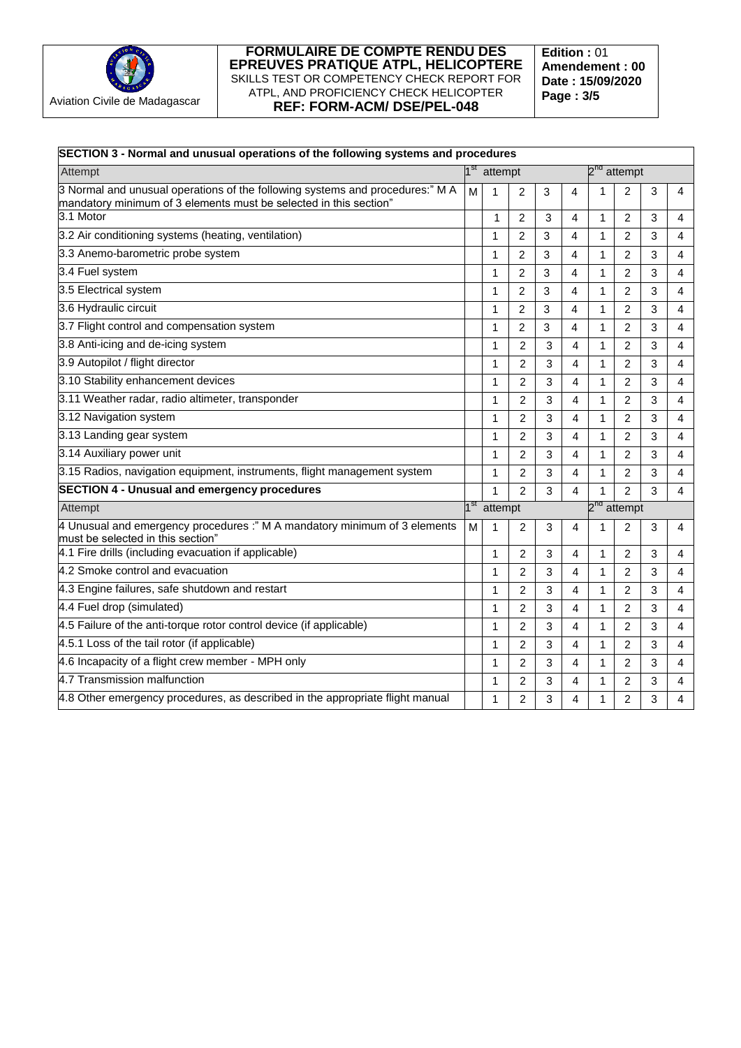| SECTION 3 - Normal and unusual operations of the following systems and procedures | | | | | | | | | |
|---|---|---|---|---|---|---|---|---|---|
| Attempt | 1st attempt | | | | | 2nd attempt | | | |
| 3 Normal and unusual operations of the following systems and procedures:" M A mandatory minimum of 3 elements must be selected in this section" | M | 1 | 2 | 3 | 4 | 1 | 2 | 3 | 4 |
| 3.1 Motor | | 1 | 2 | 3 | 4 | 1 | 2 | 3 | 4 |
| 3.2 Air conditioning systems (heating, ventilation) | | 1 | 2 | 3 | 4 | 1 | 2 | 3 | 4 |
| 3.3 Anemo-barometric probe system | | 1 | 2 | 3 | 4 | 1 | 2 | 3 | 4 |
| 3.4 Fuel system | | 1 | 2 | 3 | 4 | 1 | 2 | 3 | 4 |
| 3.5 Electrical system | | 1 | 2 | 3 | 4 | 1 | 2 | 3 | 4 |
| 3.6 Hydraulic circuit | | 1 | 2 | 3 | 4 | 1 | 2 | 3 | 4 |
| 3.7 Flight control and compensation system | | 1 | 2 | 3 | 4 | 1 | 2 | 3 | 4 |
| 3.8 Anti-icing and de-icing system | | 1 | 2 | 3 | 4 | 1 | 2 | 3 | 4 |
| 3.9 Autopilot / flight director | | 1 | 2 | 3 | 4 | 1 | 2 | 3 | 4 |
| 3.10 Stability enhancement devices | | 1 | 2 | 3 | 4 | 1 | 2 | 3 | 4 |
| 3.11 Weather radar, radio altimeter, transponder | | 1 | 2 | 3 | 4 | 1 | 2 | 3 | 4 |
| 3.12 Navigation system | | 1 | 2 | 3 | 4 | 1 | 2 | 3 | 4 |
| 3.13 Landing gear system | | 1 | 2 | 3 | 4 | 1 | 2 | 3 | 4 |
| 3.14 Auxiliary power unit | | 1 | 2 | 3 | 4 | 1 | 2 | 3 | 4 |
| 3.15 Radios, navigation equipment, instruments, flight management system | | 1 | 2 | 3 | 4 | 1 | 2 | 3 | 4 |
| **SECTION 4 - Unusual and emergency procedures** | | 1 | 2 | 3 | 4 | 1 | 2 | 3 | 4 |
| Attempt | 1st attempt | | | | | 2nd attempt | | | |
| 4 Unusual and emergency procedures :" M A mandatory minimum of 3 elements must be selected in this section" | M | 1 | 2 | 3 | 4 | 1 | 2 | 3 | 4 |
| 4.1 Fire drills (including evacuation if applicable) | | 1 | 2 | 3 | 4 | 1 | 2 | 3 | 4 |
| 4.2 Smoke control and evacuation | | 1 | 2 | 3 | 4 | 1 | 2 | 3 | 4 |
| 4.3 Engine failures, safe shutdown and restart | | 1 | 2 | 3 | 4 | 1 | 2 | 3 | 4 |
| 4.4 Fuel drop (simulated) | | 1 | 2 | 3 | 4 | 1 | 2 | 3 | 4 |
| 4.5 Failure of the anti-torque rotor control device (if applicable) | | 1 | 2 | 3 | 4 | 1 | 2 | 3 | 4 |
| 4.5.1 Loss of the tail rotor (if applicable) | | 1 | 2 | 3 | 4 | 1 | 2 | 3 | 4 |
| 4.6 Incapacity of a flight crew member - MPH only | | 1 | 2 | 3 | 4 | 1 | 2 | 3 | 4 |
| 4.7 Transmission malfunction | | 1 | 2 | 3 | 4 | 1 | 2 | 3 | 4 |
| 4.8 Other emergency procedures, as described in the appropriate flight manual | | 1 | 2 | 3 | 4 | 1 | 2 | 3 | 4 |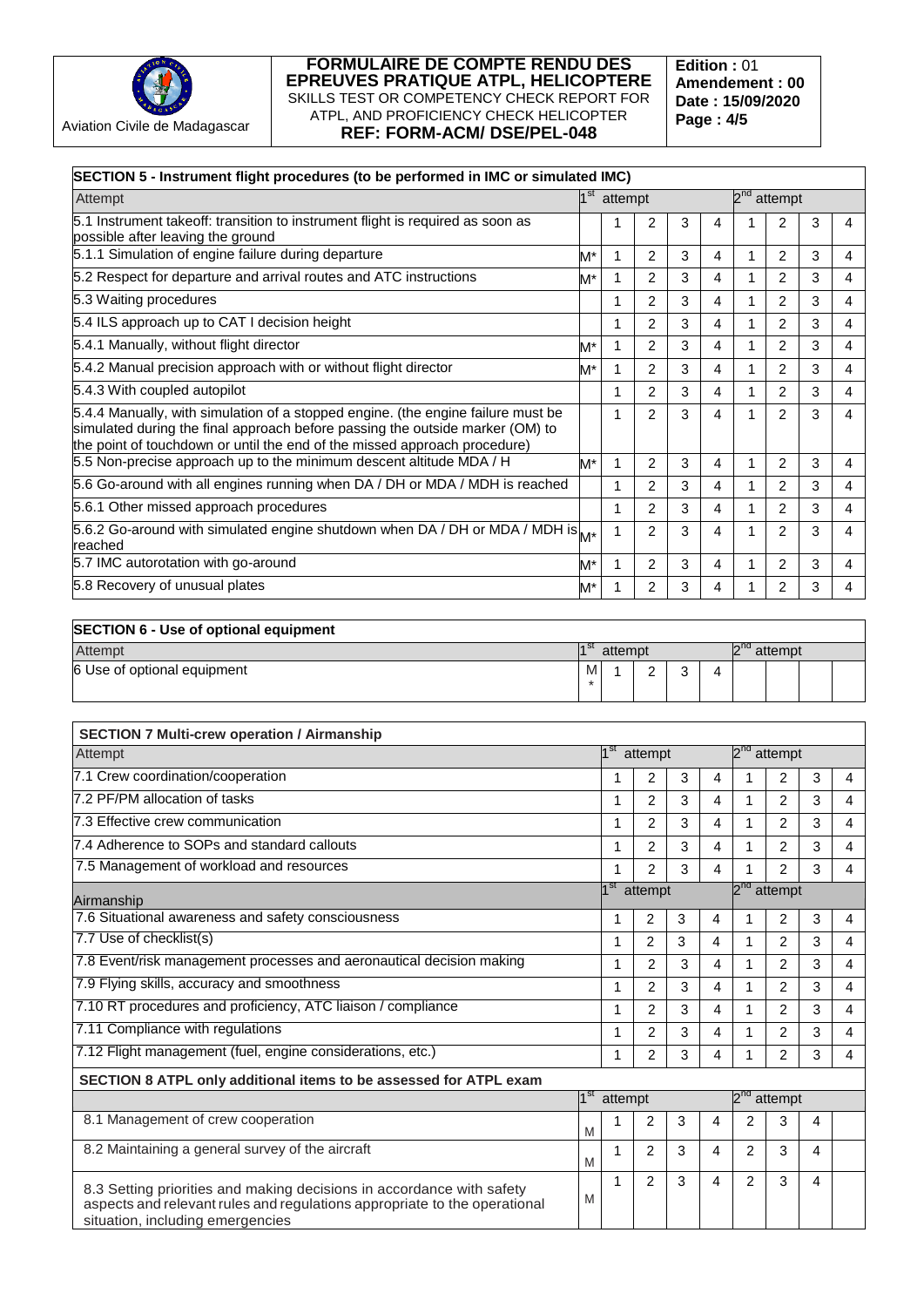| SECTION 5 - Instrument flight procedures (to be performed in IMC or simulated IMC) | | | | | | | | | |
|---|---|---|---|---|---|---|---|---|---|
| Attempt | 1st attempt | | | | | 2nd attempt | | | |
| 5.1 Instrument takeoff: transition to instrument flight is required as soon as possible after leaving the ground | | 1 | 2 | 3 | 4 | 1 | 2 | 3 | 4 |
| 5.1.1 Simulation of engine failure during departure | M* | 1 | 2 | 3 | 4 | 1 | 2 | 3 | 4 |
| 5.2 Respect for departure and arrival routes and ATC instructions | M* | 1 | 2 | 3 | 4 | 1 | 2 | 3 | 4 |
| 5.3 Waiting procedures | | 1 | 2 | 3 | 4 | 1 | 2 | 3 | 4 |
| 5.4 ILS approach up to CAT I decision height | | 1 | 2 | 3 | 4 | 1 | 2 | 3 | 4 |
| 5.4.1 Manually, without flight director | M* | 1 | 2 | 3 | 4 | 1 | 2 | 3 | 4 |
| 5.4.2 Manual precision approach with or without flight director | M* | 1 | 2 | 3 | 4 | 1 | 2 | 3 | 4 |
| 5.4.3 With coupled autopilot | | 1 | 2 | 3 | 4 | 1 | 2 | 3 | 4 |
| 5.4.4 Manually, with simulation of a stopped engine. (the engine failure must be simulated during the final approach before passing the outside marker (OM) to the point of touchdown or until the end of the missed approach procedure) | | 1 | 2 | 3 | 4 | 1 | 2 | 3 | 4 |
| 5.5 Non-precise approach up to the minimum descent altitude MDA / H | M* | 1 | 2 | 3 | 4 | 1 | 2 | 3 | 4 |
| 5.6 Go-around with all engines running when DA / DH or MDA / MDH is reached | | 1 | 2 | 3 | 4 | 1 | 2 | 3 | 4 |
| 5.6.1 Other missed approach procedures | | 1 | 2 | 3 | 4 | 1 | 2 | 3 | 4 |
| 5.6.2 Go-around with simulated engine shutdown when DA / DH or MDA / MDH is reached | M* | 1 | 2 | 3 | 4 | 1 | 2 | 3 | 4 |
| 5.7 IMC autorotation with go-around | M* | 1 | 2 | 3 | 4 | 1 | 2 | 3 | 4 |
| 5.8 Recovery of unusual plates | M* | 1 | 2 | 3 | 4 | 1 | 2 | 3 | 4 |

| SECTION 6 - Use of optional equipment | | | | | | | | | |
|---|---|---|---|---|---|---|---|---|---|
| Attempt | 1st attempt | | | | | 2nd attempt | | | |
| 6 Use of optional equipment | M* | 1 | 2 | 3 | 4 | | | | |

| SECTION 7 Multi-crew operation / Airmanship | | | | | | | | | |
|---|---|---|---|---|---|---|---|---|---|
| Attempt | 1st attempt | | | | | 2nd attempt | | | |
| 7.1 Crew coordination/cooperation | | 1 | 2 | 3 | 4 | 1 | 2 | 3 | 4 |
| 7.2 PF/PM allocation of tasks | | 1 | 2 | 3 | 4 | 1 | 2 | 3 | 4 |
| 7.3 Effective crew communication | | 1 | 2 | 3 | 4 | 1 | 2 | 3 | 4 |
| 7.4 Adherence to SOPs and standard callouts | | 1 | 2 | 3 | 4 | 1 | 2 | 3 | 4 |
| 7.5 Management of workload and resources | | 1 | 2 | 3 | 4 | 1 | 2 | 3 | 4 |
| Airmanship | 1st attempt | | | | | 2nd attempt | | | |
| 7.6 Situational awareness and safety consciousness | | 1 | 2 | 3 | 4 | 1 | 2 | 3 | 4 |
| 7.7 Use of checklist(s) | | 1 | 2 | 3 | 4 | 1 | 2 | 3 | 4 |
| 7.8 Event/risk management processes and aeronautical decision making | | 1 | 2 | 3 | 4 | 1 | 2 | 3 | 4 |
| 7.9 Flying skills, accuracy and smoothness | | 1 | 2 | 3 | 4 | 1 | 2 | 3 | 4 |
| 7.10 RT procedures and proficiency, ATC liaison / compliance | | 1 | 2 | 3 | 4 | 1 | 2 | 3 | 4 |
| 7.11 Compliance with regulations | | 1 | 2 | 3 | 4 | 1 | 2 | 3 | 4 |
| 7.12 Flight management (fuel, engine considerations, etc.) | | 1 | 2 | 3 | 4 | 1 | 2 | 3 | 4 |

| SECTION 8 ATPL only additional items to be assessed for ATPL exam | | | | | | | | | |
|---|---|---|---|---|---|---|---|---|---|
| | 1st attempt | | | | | 2nd attempt | | | |
| 8.1 Management of crew cooperation | M | 1 | 2 | 3 | 4 | 2 | 3 | 4 | |
| 8.2 Maintaining a general survey of the aircraft | M | 1 | 2 | 3 | 4 | 2 | 3 | 4 | |
| 8.3 Setting priorities and making decisions in accordance with safety aspects and relevant rules and regulations appropriate to the operational situation, including emergencies | M | 1 | 2 | 3 | 4 | 2 | 3 | 4 | |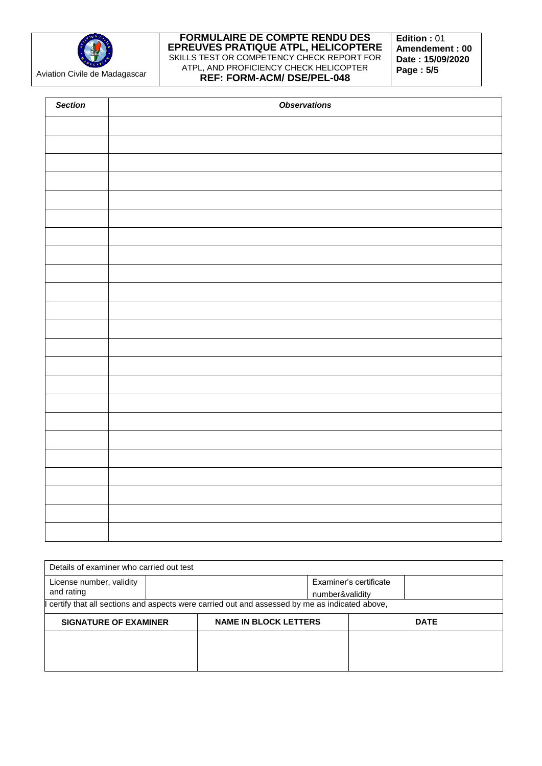| *Section* | *Observations* |
|---|---|
| | |
| | |
| | |
| | |
| | |
| | |
| | |
| | |
| | |
| | |
| | |
| | |
| | |
| | |
| | |
| | |
| | |
| | |
| | |
| | |
| | |
| | |
| | |

| Details of examiner who carried out test | | | |
|---|---|---|---|
| License number, validity and rating | | Examiner's certificate number&validity | |
| I certify that all sections and aspects were carried out and assessed by me as indicated above, | | | |

| **SIGNATURE OF EXAMINER** | **NAME IN BLOCK LETTERS** | **DATE** |
|---|---|---|
| | | |